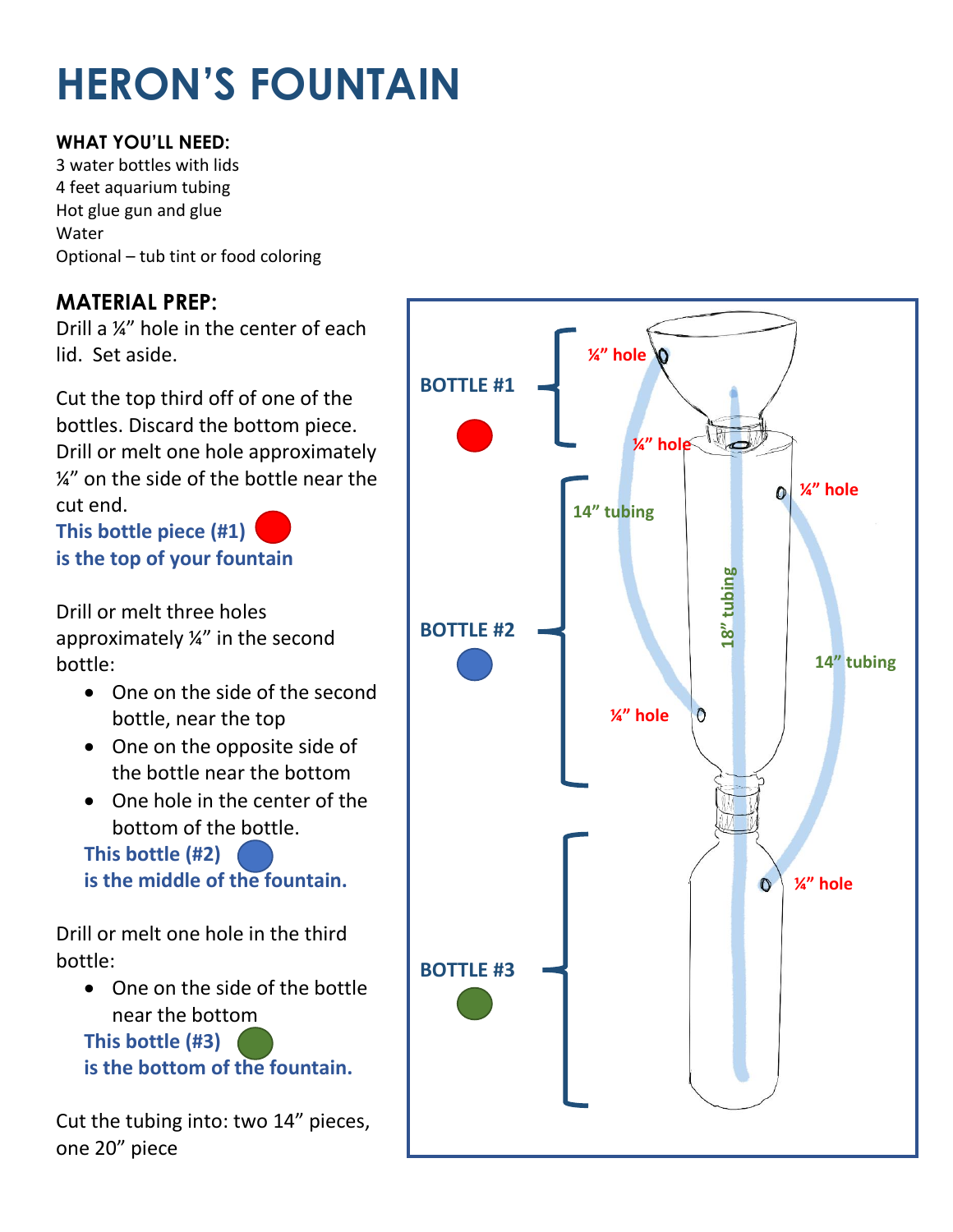# HERON'S FOUNTAIN

**WHAT YOU'LL NEED:**

3 water bottles with lids
4 feet aquarium tubing
Hot glue gun and glue
Water
Optional – tub tint or food coloring

## MATERIAL PREP:

Drill a ¼" hole in the center of each lid. Set aside.

Cut the top third off of one of the bottles. Discard the bottom piece. Drill or melt one hole approximately ¼" on the side of the bottle near the cut end.

**This bottle piece (#1) is the top of your fountain**

Drill or melt three holes approximately ¼" in the second bottle:

- One on the side of the second bottle, near the top
- One on the opposite side of the bottle near the bottom
- One hole in the center of the bottom of the bottle.

**This bottle (#2) is the middle of the fountain.**

Drill or melt one hole in the third bottle:

- One on the side of the bottle near the bottom

**This bottle (#3) is the bottom of the fountain.**

Cut the tubing into: two 14" pieces, one 20" piece

BOTTLE #1

BOTTLE #2

BOTTLE #3

¼" hole

¼" hole

¼" hole

14" tubing

18" tubing

14" tubing

¼" hole

¼" hole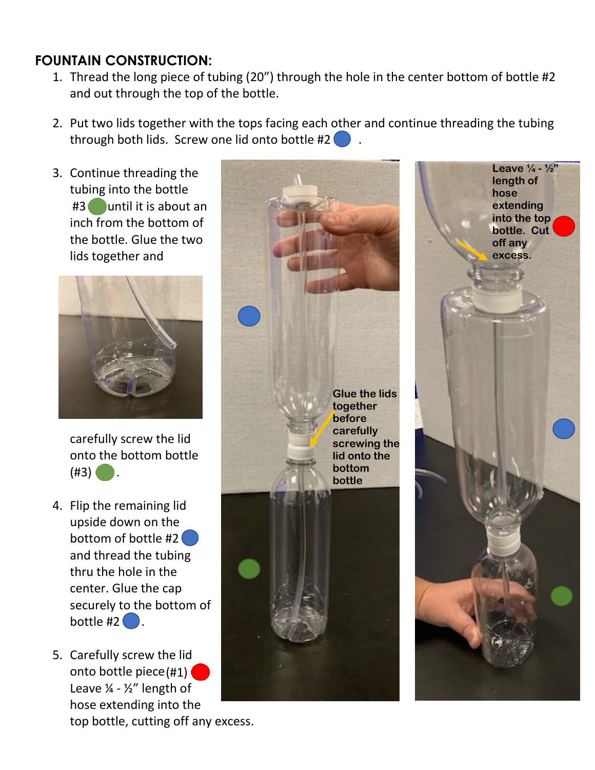**FOUNTAIN CONSTRUCTION:**

1. Thread the long piece of tubing (20") through the hole in the center bottom of bottle #2 and out through the top of the bottle.

2. Put two lids together with the tops facing each other and continue threading the tubing through both lids. Screw one lid onto bottle #2 .

3. Continue threading the tubing into the bottle #3 until it is about an inch from the bottom of the bottle. Glue the two lids together and carefully screw the lid onto the bottom bottle (#3) .

4. Flip the remaining lid upside down on the bottom of bottle #2 and thread the tubing thru the hole in the center. Glue the cap securely to the bottom of bottle #2 .

5. Carefully screw the lid onto bottle piece(#1) Leave ¼ - ½" length of hose extending into the top bottle, cutting off any excess.

Glue the lids together before carefully screwing the lid onto the bottom bottle

Leave ¼ - ½" length of hose extending into the top bottle. Cut off any excess.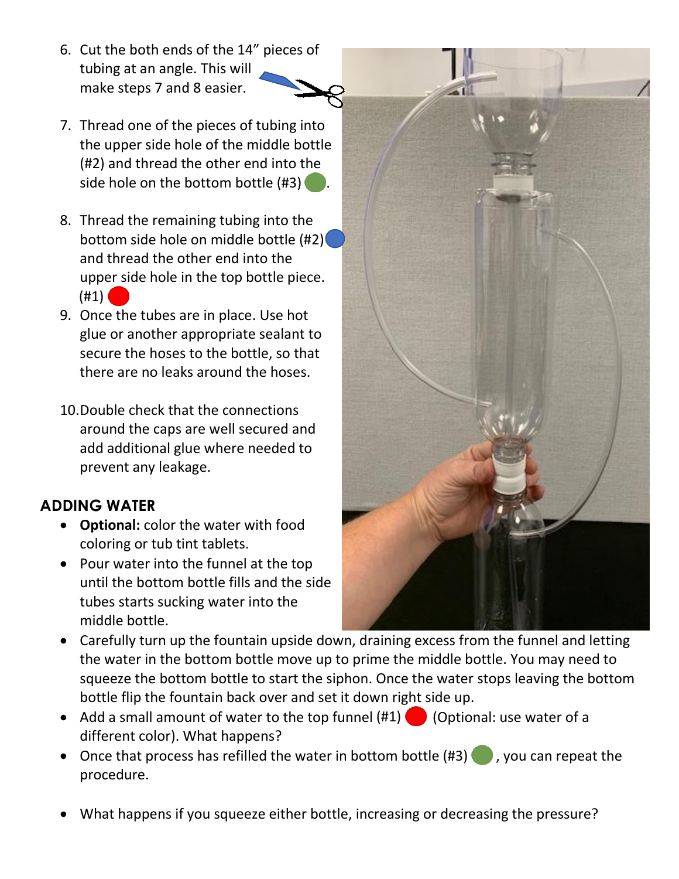6. Cut the both ends of the 14" pieces of tubing at an angle. This will make steps 7 and 8 easier.

7. Thread one of the pieces of tubing into the upper side hole of the middle bottle (#2) and thread the other end into the side hole on the bottom bottle (#3).

8. Thread the remaining tubing into the bottom side hole on middle bottle (#2) and thread the other end into the upper side hole in the top bottle piece. (#1)

9. Once the tubes are in place. Use hot glue or another appropriate sealant to secure the hoses to the bottle, so that there are no leaks around the hoses.

10. Double check that the connections around the caps are well secured and add additional glue where needed to prevent any leakage.

## ADDING WATER

- **Optional:** color the water with food coloring or tub tint tablets.
- Pour water into the funnel at the top until the bottom bottle fills and the side tubes starts sucking water into the middle bottle.
- Carefully turn up the fountain upside down, draining excess from the funnel and letting the water in the bottom bottle move up to prime the middle bottle. You may need to squeeze the bottom bottle to start the siphon. Once the water stops leaving the bottom bottle flip the fountain back over and set it down right side up.
- Add a small amount of water to the top funnel (#1) (Optional: use water of a different color). What happens?
- Once that process has refilled the water in bottom bottle (#3), you can repeat the procedure.

- What happens if you squeeze either bottle, increasing or decreasing the pressure?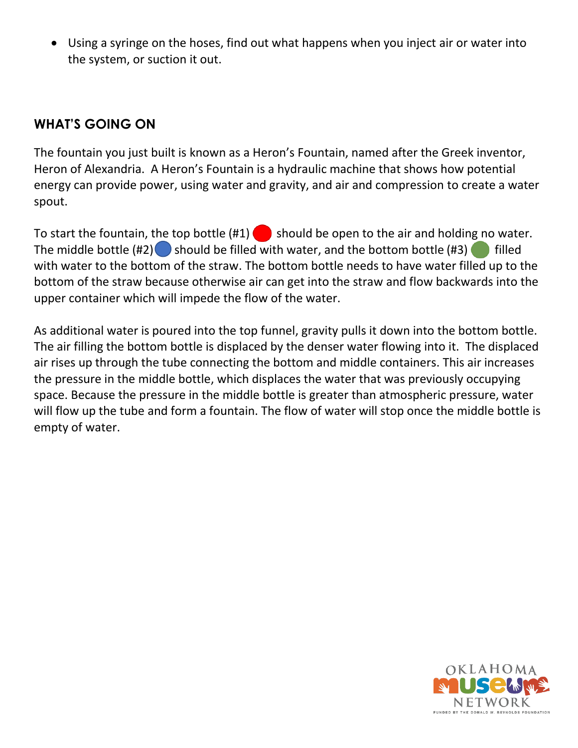- Using a syringe on the hoses, find out what happens when you inject air or water into the system, or suction it out.

## WHAT'S GOING ON

The fountain you just built is known as a Heron's Fountain, named after the Greek inventor, Heron of Alexandria. A Heron's Fountain is a hydraulic machine that shows how potential energy can provide power, using water and gravity, and air and compression to create a water spout.

To start the fountain, the top bottle (#1) should be open to the air and holding no water. The middle bottle (#2) should be filled with water, and the bottom bottle (#3) filled with water to the bottom of the straw. The bottom bottle needs to have water filled up to the bottom of the straw because otherwise air can get into the straw and flow backwards into the upper container which will impede the flow of the water.

As additional water is poured into the top funnel, gravity pulls it down into the bottom bottle. The air filling the bottom bottle is displaced by the denser water flowing into it. The displaced air rises up through the tube connecting the bottom and middle containers. This air increases the pressure in the middle bottle, which displaces the water that was previously occupying space. Because the pressure in the middle bottle is greater than atmospheric pressure, water will flow up the tube and form a fountain. The flow of water will stop once the middle bottle is empty of water.